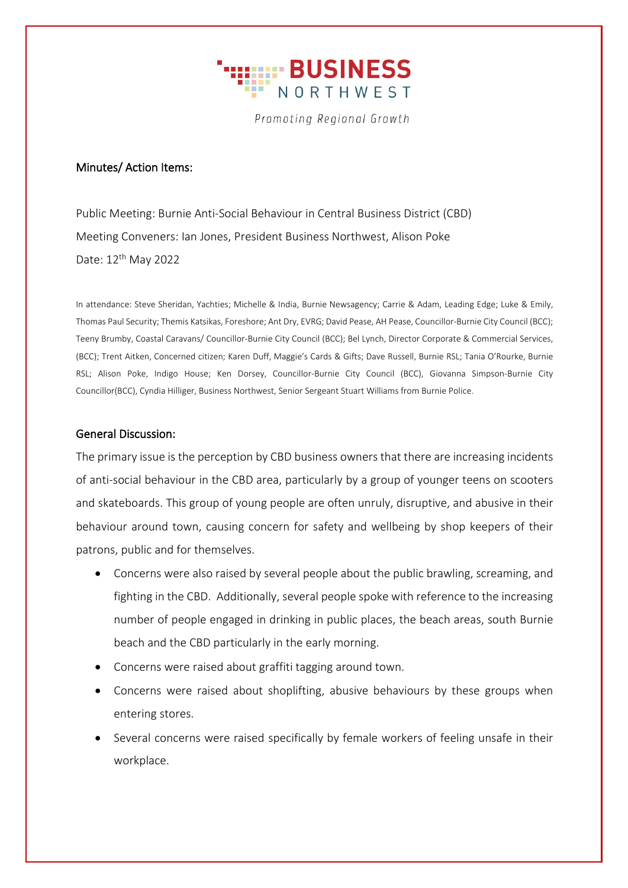# BUSINESS NORTHWEST

*Promoting Regional Growth*

## Minutes/ Action Items:

Public Meeting: Burnie Anti-Social Behaviour in Central Business District (CBD)

Meeting Conveners: Ian Jones, President Business Northwest, Alison Poke

Date: 12th May 2022

In attendance: Steve Sheridan, Yachties; Michelle & India, Burnie Newsagency; Carrie & Adam, Leading Edge; Luke & Emily, Thomas Paul Security; Themis Katsikas, Foreshore; Ant Dry, EVRG; David Pease, AH Pease, Councillor-Burnie City Council (BCC); Teeny Brumby, Coastal Caravans/ Councillor-Burnie City Council (BCC); Bel Lynch, Director Corporate & Commercial Services, (BCC); Trent Aitken, Concerned citizen; Karen Duff, Maggie's Cards & Gifts; Dave Russell, Burnie RSL; Tania O'Rourke, Burnie RSL; Alison Poke, Indigo House; Ken Dorsey, Councillor-Burnie City Council (BCC), Giovanna Simpson-Burnie City Councillor(BCC), Cyndia Hilliger, Business Northwest, Senior Sergeant Stuart Williams from Burnie Police.

## General Discussion:

The primary issue is the perception by CBD business owners that there are increasing incidents of anti-social behaviour in the CBD area, particularly by a group of younger teens on scooters and skateboards. This group of young people are often unruly, disruptive, and abusive in their behaviour around town, causing concern for safety and wellbeing by shop keepers of their patrons, public and for themselves.

- Concerns were also raised by several people about the public brawling, screaming, and fighting in the CBD. Additionally, several people spoke with reference to the increasing number of people engaged in drinking in public places, the beach areas, south Burnie beach and the CBD particularly in the early morning.
- Concerns were raised about graffiti tagging around town.
- Concerns were raised about shoplifting, abusive behaviours by these groups when entering stores.
- Several concerns were raised specifically by female workers of feeling unsafe in their workplace.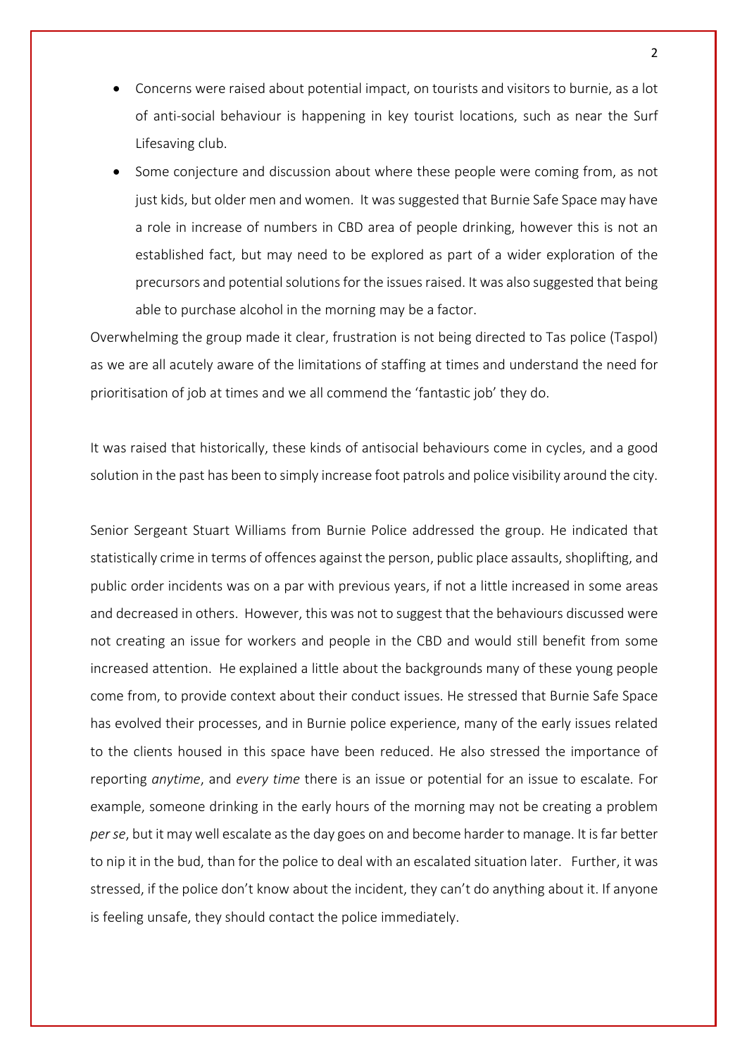- Concerns were raised about potential impact, on tourists and visitors to burnie, as a lot of anti-social behaviour is happening in key tourist locations, such as near the Surf Lifesaving club.
- Some conjecture and discussion about where these people were coming from, as not just kids, but older men and women. It was suggested that Burnie Safe Space may have a role in increase of numbers in CBD area of people drinking, however this is not an established fact, but may need to be explored as part of a wider exploration of the precursors and potential solutions for the issues raised. It was also suggested that being able to purchase alcohol in the morning may be a factor.

Overwhelming the group made it clear, frustration is not being directed to Tas police (Taspol) as we are all acutely aware of the limitations of staffing at times and understand the need for prioritisation of job at times and we all commend the 'fantastic job' they do.

It was raised that historically, these kinds of antisocial behaviours come in cycles, and a good solution in the past has been to simply increase foot patrols and police visibility around the city.

Senior Sergeant Stuart Williams from Burnie Police addressed the group. He indicated that statistically crime in terms of offences against the person, public place assaults, shoplifting, and public order incidents was on a par with previous years, if not a little increased in some areas and decreased in others. However, this was not to suggest that the behaviours discussed were not creating an issue for workers and people in the CBD and would still benefit from some increased attention. He explained a little about the backgrounds many of these young people come from, to provide context about their conduct issues. He stressed that Burnie Safe Space has evolved their processes, and in Burnie police experience, many of the early issues related to the clients housed in this space have been reduced. He also stressed the importance of reporting *anytime*, and *every time* there is an issue or potential for an issue to escalate. For example, someone drinking in the early hours of the morning may not be creating a problem *per se*, but it may well escalate as the day goes on and become harder to manage. It is far better to nip it in the bud, than for the police to deal with an escalated situation later. Further, it was stressed, if the police don't know about the incident, they can't do anything about it. If anyone is feeling unsafe, they should contact the police immediately.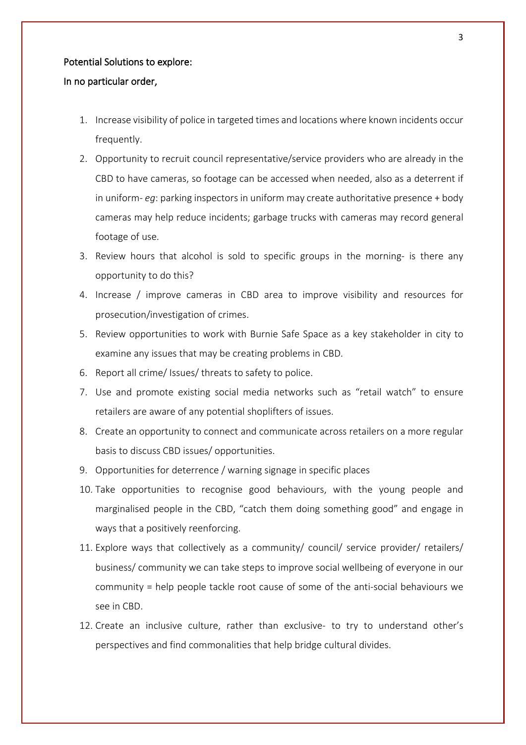Potential Solutions to explore:

In no particular order,

1. Increase visibility of police in targeted times and locations where known incidents occur frequently.
2. Opportunity to recruit council representative/service providers who are already in the CBD to have cameras, so footage can be accessed when needed, also as a deterrent if in uniform- *eg*: parking inspectors in uniform may create authoritative presence + body cameras may help reduce incidents; garbage trucks with cameras may record general footage of use.
3. Review hours that alcohol is sold to specific groups in the morning- is there any opportunity to do this?
4. Increase / improve cameras in CBD area to improve visibility and resources for prosecution/investigation of crimes.
5. Review opportunities to work with Burnie Safe Space as a key stakeholder in city to examine any issues that may be creating problems in CBD.
6. Report all crime/ Issues/ threats to safety to police.
7. Use and promote existing social media networks such as "retail watch" to ensure retailers are aware of any potential shoplifters of issues.
8. Create an opportunity to connect and communicate across retailers on a more regular basis to discuss CBD issues/ opportunities.
9. Opportunities for deterrence / warning signage in specific places
10. Take opportunities to recognise good behaviours, with the young people and marginalised people in the CBD, "catch them doing something good" and engage in ways that a positively reenforcing.
11. Explore ways that collectively as a community/ council/ service provider/ retailers/ business/ community we can take steps to improve social wellbeing of everyone in our community = help people tackle root cause of some of the anti-social behaviours we see in CBD.
12. Create an inclusive culture, rather than exclusive- to try to understand other's perspectives and find commonalities that help bridge cultural divides.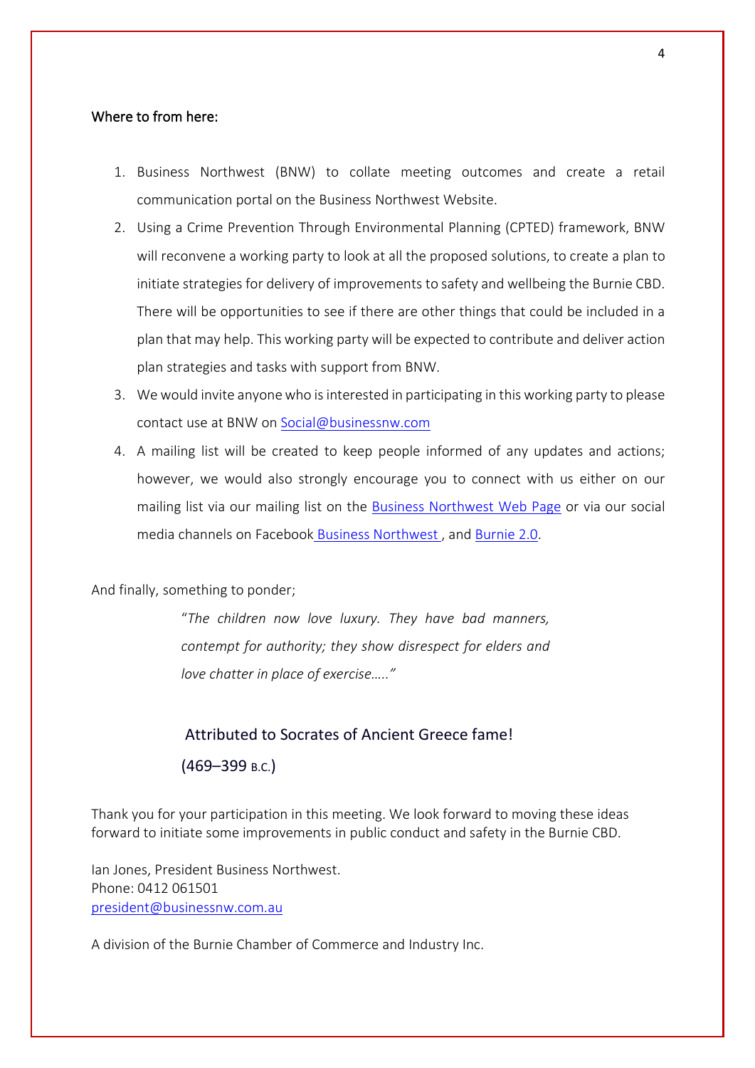## Where to from here:

1. Business Northwest (BNW) to collate meeting outcomes and create a retail communication portal on the Business Northwest Website.
2. Using a Crime Prevention Through Environmental Planning (CPTED) framework, BNW will reconvene a working party to look at all the proposed solutions, to create a plan to initiate strategies for delivery of improvements to safety and wellbeing the Burnie CBD. There will be opportunities to see if there are other things that could be included in a plan that may help. This working party will be expected to contribute and deliver action plan strategies and tasks with support from BNW.
3. We would invite anyone who is interested in participating in this working party to please contact use at BNW on [Social@businessnw.com](mailto:Social@businessnw.com)
4. A mailing list will be created to keep people informed of any updates and actions; however, we would also strongly encourage you to connect with us either on our mailing list via our mailing list on the Business Northwest Web Page or via our social media channels on Facebook Business Northwest , and Burnie 2.0.

And finally, something to ponder;

> "*The children now love luxury. They have bad manners, contempt for authority; they show disrespect for elders and love chatter in place of exercise…..*"

Attributed to Socrates of Ancient Greece fame!

(469–399 B.C.)

Thank you for your participation in this meeting. We look forward to moving these ideas forward to initiate some improvements in public conduct and safety in the Burnie CBD.

Ian Jones, President Business Northwest.
Phone: 0412 061501
[president@businessnw.com.au](mailto:president@businessnw.com.au)

A division of the Burnie Chamber of Commerce and Industry Inc.